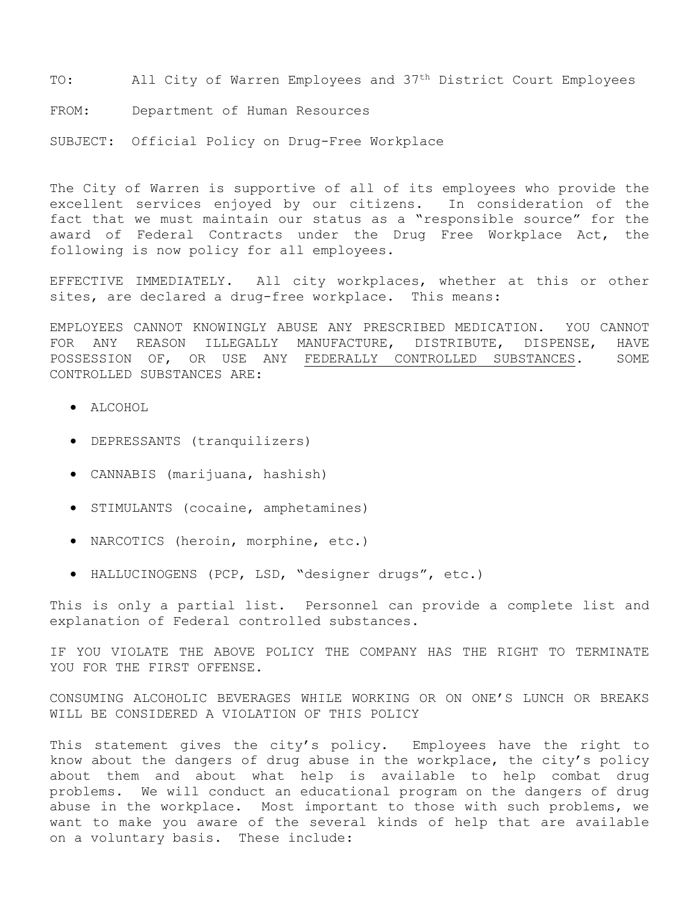TO: All City of Warren Employees and 37th District Court Employees

FROM: Department of Human Resources

SUBJECT: Official Policy on Drug-Free Workplace

The City of Warren is supportive of all of its employees who provide the excellent services enjoyed by our citizens. In consideration of the fact that we must maintain our status as a "responsible source" for the award of Federal Contracts under the Drug Free Workplace Act, the following is now policy for all employees.

EFFECTIVE IMMEDIATELY. All city workplaces, whether at this or other sites, are declared a drug-free workplace. This means:

EMPLOYEES CANNOT KNOWINGLY ABUSE ANY PRESCRIBED MEDICATION. YOU CANNOT FOR ANY REASON ILLEGALLY MANUFACTURE, DISTRIBUTE, DISPENSE, HAVE POSSESSION OF, OR USE ANY <u>FEDERALLY CONTROLLED SUBSTANCES</u>. SOME CONTROLLED SUBSTANCES ARE:

- ALCOHOL
- DEPRESSANTS (tranquilizers)
- CANNABIS (marijuana, hashish)
- STIMULANTS (cocaine, amphetamines)
- NARCOTICS (heroin, morphine, etc.)
- HALLUCINOGENS (PCP, LSD, "designer drugs", etc.)

This is only a partial list. Personnel can provide a complete list and explanation of Federal controlled substances.

IF YOU VIOLATE THE ABOVE POLICY THE COMPANY HAS THE RIGHT TO TERMINATE YOU FOR THE FIRST OFFENSE.

CONSUMING ALCOHOLIC BEVERAGES WHILE WORKING OR ON ONE'S LUNCH OR BREAKS WILL BE CONSIDERED A VIOLATION OF THIS POLICY

This statement gives the city's policy. Employees have the right to know about the dangers of drug abuse in the workplace, the city's policy about them and about what help is available to help combat drug problems. We will conduct an educational program on the dangers of drug abuse in the workplace. Most important to those with such problems, we want to make you aware of the several kinds of help that are available on a voluntary basis. These include: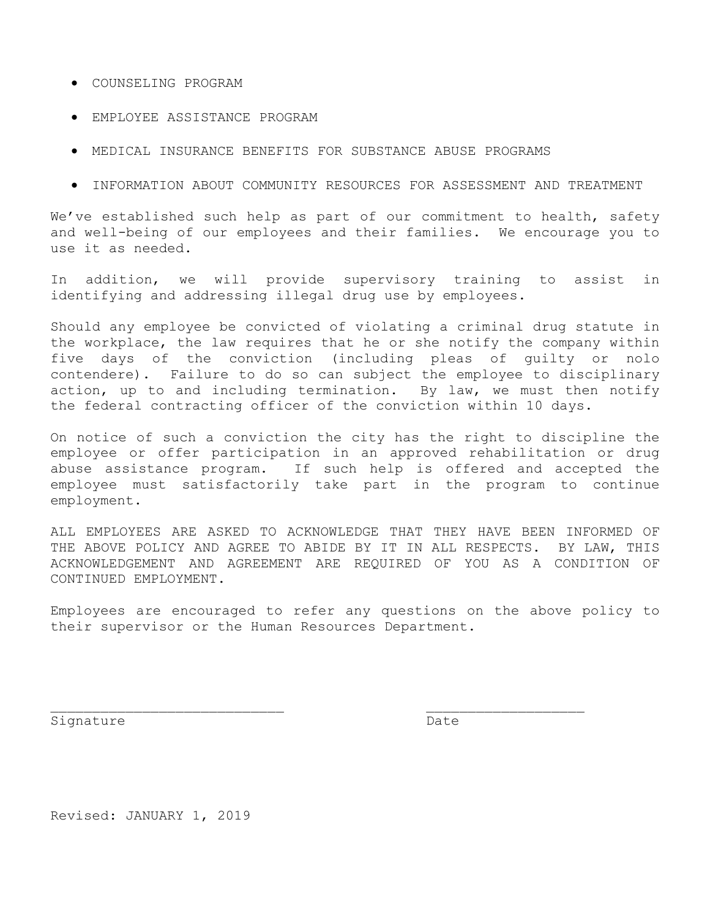- COUNSELING PROGRAM
- EMPLOYEE ASSISTANCE PROGRAM
- MEDICAL INSURANCE BENEFITS FOR SUBSTANCE ABUSE PROGRAMS
- INFORMATION ABOUT COMMUNITY RESOURCES FOR ASSESSMENT AND TREATMENT

We've established such help as part of our commitment to health, safety and well-being of our employees and their families. We encourage you to use it as needed.

In addition, we will provide supervisory training to assist in identifying and addressing illegal drug use by employees.

Should any employee be convicted of violating a criminal drug statute in the workplace, the law requires that he or she notify the company within five days of the conviction (including pleas of guilty or nolo contendere). Failure to do so can subject the employee to disciplinary action, up to and including termination. By law, we must then notify the federal contracting officer of the conviction within 10 days.

On notice of such a conviction the city has the right to discipline the employee or offer participation in an approved rehabilitation or drug abuse assistance program. If such help is offered and accepted the employee must satisfactorily take part in the program to continue employment.

ALL EMPLOYEES ARE ASKED TO ACKNOWLEDGE THAT THEY HAVE BEEN INFORMED OF THE ABOVE POLICY AND AGREE TO ABIDE BY IT IN ALL RESPECTS. BY LAW, THIS ACKNOWLEDGEMENT AND AGREEMENT ARE REQUIRED OF YOU AS A CONDITION OF CONTINUED EMPLOYMENT.

Employees are encouraged to refer any questions on the above policy to their supervisor or the Human Resources Department.

____________________________ ___________________

Signature Date

Revised: JANUARY 1, 2019